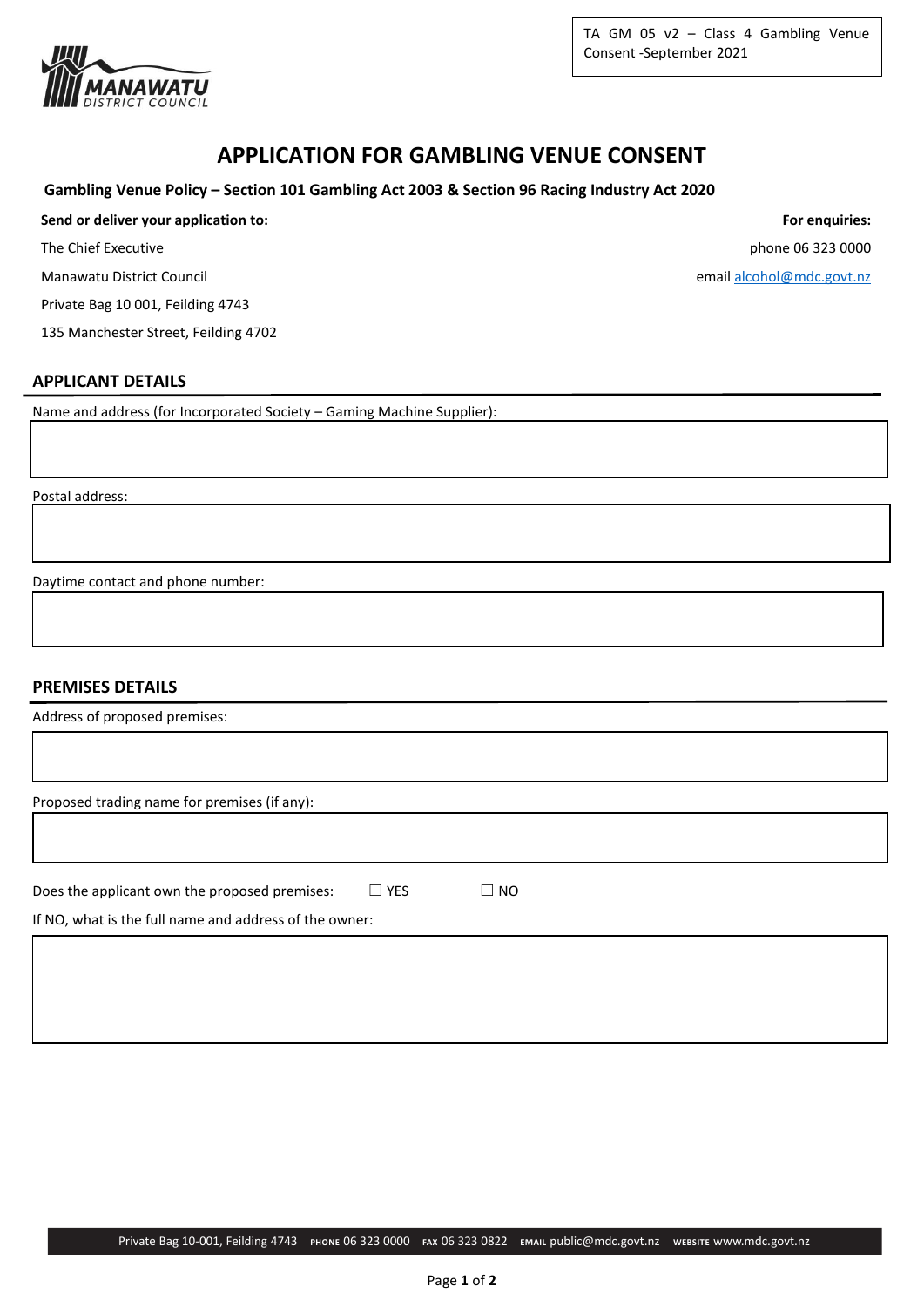TA GM 05 v2 – Class 4 Gambling Venue Consent -September 2021

# APPLICATION FOR GAMBLING VENUE CONSENT

**Gambling Venue Policy – Section 101 Gambling Act 2003 & Section 96 Racing Industry Act 2020**

**Send or deliver your application to:**

The Chief Executive

Manawatu District Council

Private Bag 10 001, Feilding 4743

135 Manchester Street, Feilding 4702

**For enquiries:**

phone 06 323 0000

email alcohol@mdc.govt.nz

## APPLICANT DETAILS

Name and address (for Incorporated Society – Gaming Machine Supplier):

Postal address:

Daytime contact and phone number:

## PREMISES DETAILS

Address of proposed premises:

Proposed trading name for premises (if any):

Does the applicant own the proposed premises: ☐ YES ☐ NO

If NO, what is the full name and address of the owner:

Private Bag 10-001, Feilding 4743 PHONE 06 323 0000 FAX 06 323 0822 EMAIL public@mdc.govt.nz WEBSITE www.mdc.govt.nz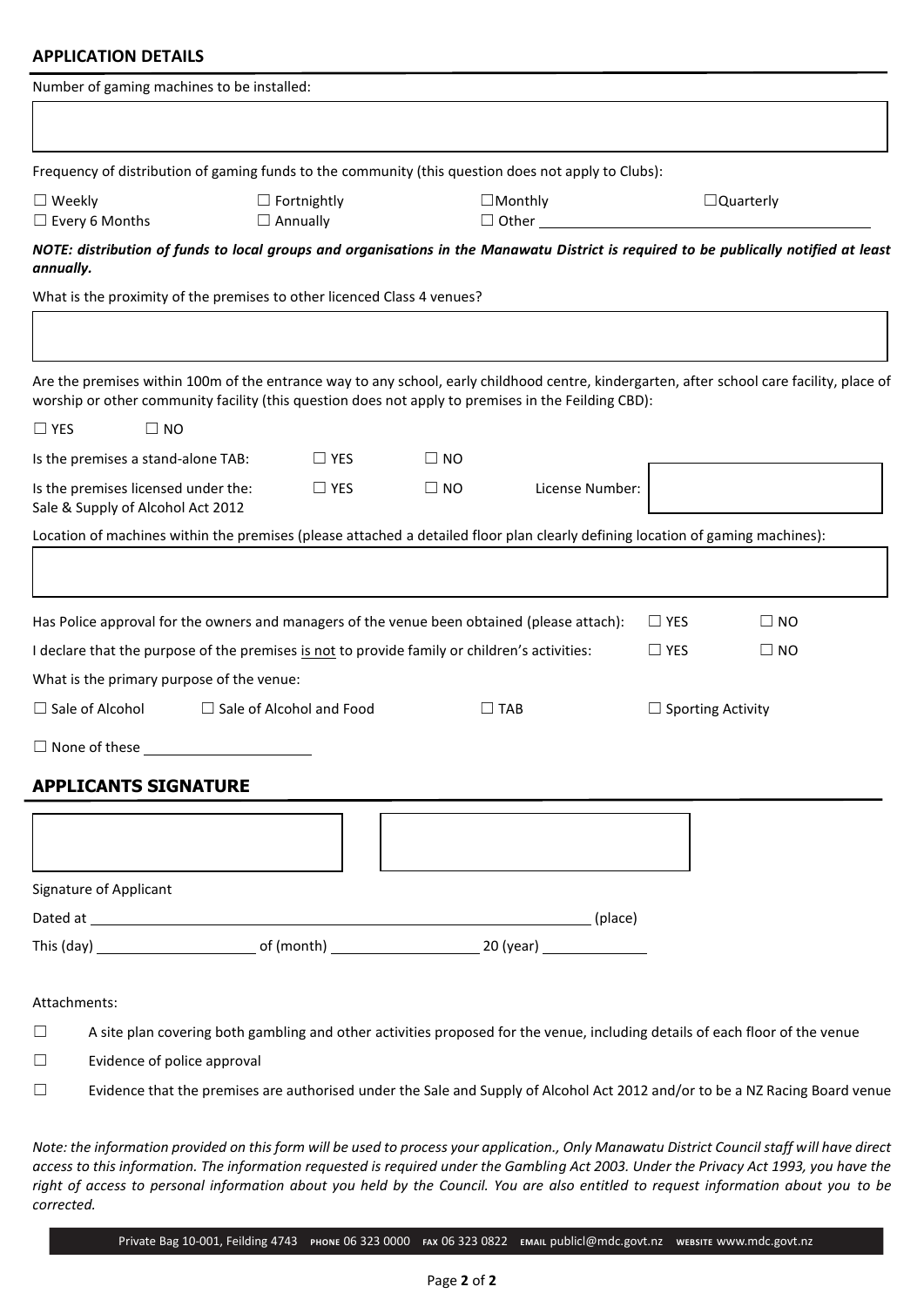## APPLICATION DETAILS

Number of gaming machines to be installed:

Frequency of distribution of gaming funds to the community (this question does not apply to Clubs):

☐ Weekly ☐ Fortnightly ☐Monthly ☐Quarterly
☐ Every 6 Months ☐ Annually ☐ Other ____________________

***NOTE: distribution of funds to local groups and organisations in the Manawatu District is required to be publically notified at least annually.***

What is the proximity of the premises to other licenced Class 4 venues?

Are the premises within 100m of the entrance way to any school, early childhood centre, kindergarten, after school care facility, place of worship or other community facility (this question does not apply to premises in the Feilding CBD):

☐ YES ☐ NO

Is the premises a stand-alone TAB: ☐ YES ☐ NO

Is the premises licensed under the: Sale & Supply of Alcohol Act 2012 ☐ YES ☐ NO License Number:

Location of machines within the premises (please attached a detailed floor plan clearly defining location of gaming machines):

Has Police approval for the owners and managers of the venue been obtained (please attach): ☐ YES ☐ NO

I declare that the purpose of the premises is not to provide family or children's activities: ☐ YES ☐ NO

What is the primary purpose of the venue:

☐ Sale of Alcohol ☐ Sale of Alcohol and Food ☐ TAB ☐ Sporting Activity

☐ None of these ____________________

## APPLICANTS SIGNATURE

Signature of Applicant

Dated at ____________________ (place)

This (day) ____________ of (month) ____________ 20 (year) ____________

Attachments:

☐ A site plan covering both gambling and other activities proposed for the venue, including details of each floor of the venue

☐ Evidence of police approval

☐ Evidence that the premises are authorised under the Sale and Supply of Alcohol Act 2012 and/or to be a NZ Racing Board venue

*Note: the information provided on this form will be used to process your application., Only Manawatu District Council staff will have direct access to this information. The information requested is required under the Gambling Act 2003. Under the Privacy Act 1993, you have the right of access to personal information about you held by the Council. You are also entitled to request information about you to be corrected.*

Private Bag 10-001, Feilding 4743 PHONE 06 323 0000 FAX 06 323 0822 EMAIL publicl@mdc.govt.nz WEBSITE www.mdc.govt.nz